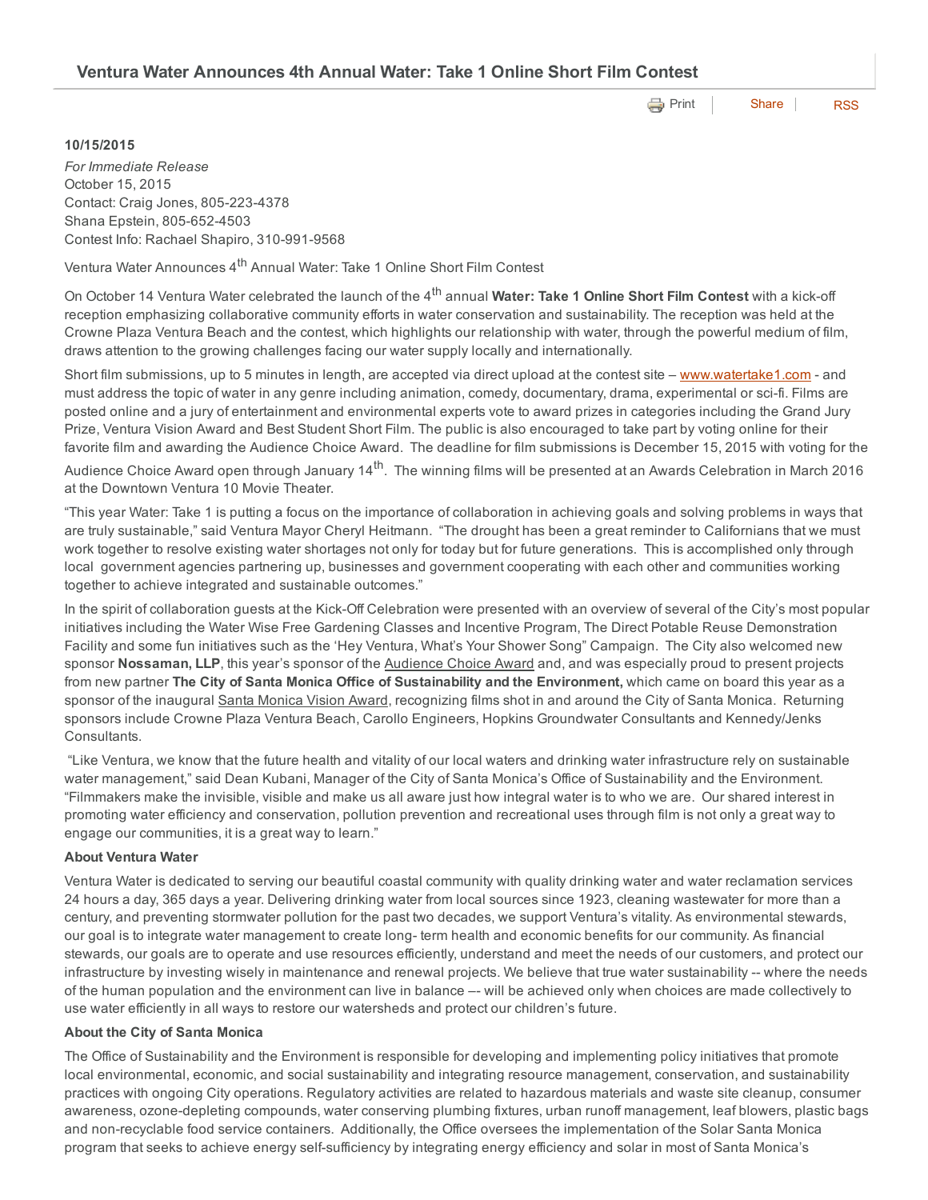# Ventura Water Announces 4th Annual Water: Take 1 Online Short Film Contest

Print | Share | RSS

**10/15/2015**

*For Immediate Release*
October 15, 2015
Contact: Craig Jones, 805-223-4378
Shana Epstein, 805-652-4503
Contest Info: Rachael Shapiro, 310-991-9568

Ventura Water Announces 4th Annual Water: Take 1 Online Short Film Contest

On October 14 Ventura Water celebrated the launch of the 4th annual **Water: Take 1 Online Short Film Contest** with a kick-off reception emphasizing collaborative community efforts in water conservation and sustainability. The reception was held at the Crowne Plaza Ventura Beach and the contest, which highlights our relationship with water, through the powerful medium of film, draws attention to the growing challenges facing our water supply locally and internationally.

Short film submissions, up to 5 minutes in length, are accepted via direct upload at the contest site – www.watertake1.com - and must address the topic of water in any genre including animation, comedy, documentary, drama, experimental or sci-fi. Films are posted online and a jury of entertainment and environmental experts vote to award prizes in categories including the Grand Jury Prize, Ventura Vision Award and Best Student Short Film. The public is also encouraged to take part by voting online for their favorite film and awarding the Audience Choice Award. The deadline for film submissions is December 15, 2015 with voting for the Audience Choice Award open through January 14th. The winning films will be presented at an Awards Celebration in March 2016 at the Downtown Ventura 10 Movie Theater.

"This year Water: Take 1 is putting a focus on the importance of collaboration in achieving goals and solving problems in ways that are truly sustainable," said Ventura Mayor Cheryl Heitmann. "The drought has been a great reminder to Californians that we must work together to resolve existing water shortages not only for today but for future generations. This is accomplished only through local government agencies partnering up, businesses and government cooperating with each other and communities working together to achieve integrated and sustainable outcomes."

In the spirit of collaboration guests at the Kick-Off Celebration were presented with an overview of several of the City's most popular initiatives including the Water Wise Free Gardening Classes and Incentive Program, The Direct Potable Reuse Demonstration Facility and some fun initiatives such as the 'Hey Ventura, What's Your Shower Song" Campaign. The City also welcomed new sponsor **Nossaman, LLP**, this year's sponsor of the Audience Choice Award and, and was especially proud to present projects from new partner **The City of Santa Monica Office of Sustainability and the Environment,** which came on board this year as a sponsor of the inaugural Santa Monica Vision Award, recognizing films shot in and around the City of Santa Monica. Returning sponsors include Crowne Plaza Ventura Beach, Carollo Engineers, Hopkins Groundwater Consultants and Kennedy/Jenks Consultants.

"Like Ventura, we know that the future health and vitality of our local waters and drinking water infrastructure rely on sustainable water management," said Dean Kubani, Manager of the City of Santa Monica's Office of Sustainability and the Environment. "Filmmakers make the invisible, visible and make us all aware just how integral water is to who we are. Our shared interest in promoting water efficiency and conservation, pollution prevention and recreational uses through film is not only a great way to engage our communities, it is a great way to learn."

**About Ventura Water**

Ventura Water is dedicated to serving our beautiful coastal community with quality drinking water and water reclamation services 24 hours a day, 365 days a year. Delivering drinking water from local sources since 1923, cleaning wastewater for more than a century, and preventing stormwater pollution for the past two decades, we support Ventura's vitality. As environmental stewards, our goal is to integrate water management to create long- term health and economic benefits for our community. As financial stewards, our goals are to operate and use resources efficiently, understand and meet the needs of our customers, and protect our infrastructure by investing wisely in maintenance and renewal projects. We believe that true water sustainability -- where the needs of the human population and the environment can live in balance –- will be achieved only when choices are made collectively to use water efficiently in all ways to restore our watersheds and protect our children's future.

**About the City of Santa Monica**

The Office of Sustainability and the Environment is responsible for developing and implementing policy initiatives that promote local environmental, economic, and social sustainability and integrating resource management, conservation, and sustainability practices with ongoing City operations. Regulatory activities are related to hazardous materials and waste site cleanup, consumer awareness, ozone-depleting compounds, water conserving plumbing fixtures, urban runoff management, leaf blowers, plastic bags and non-recyclable food service containers. Additionally, the Office oversees the implementation of the Solar Santa Monica program that seeks to achieve energy self-sufficiency by integrating energy efficiency and solar in most of Santa Monica's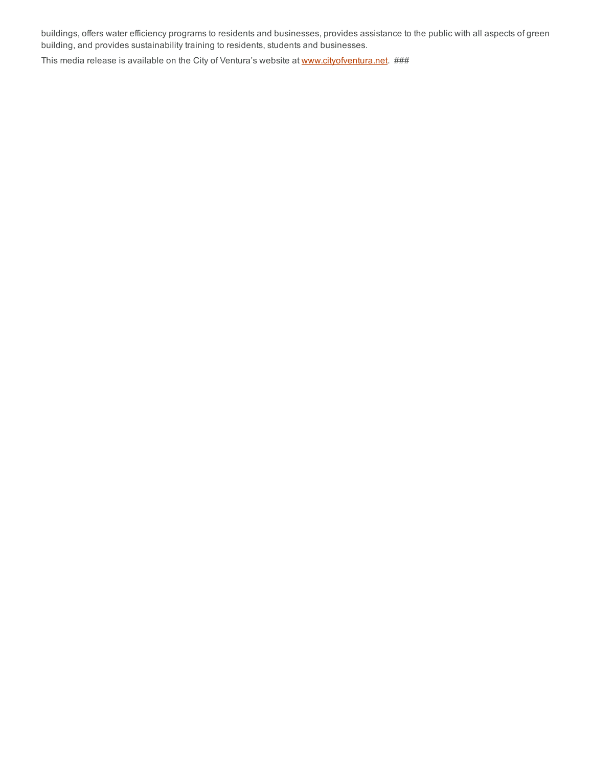buildings, offers water efficiency programs to residents and businesses, provides assistance to the public with all aspects of green building, and provides sustainability training to residents, students and businesses.

This media release is available on the City of Ventura's website at www.cityofventura.net. ###